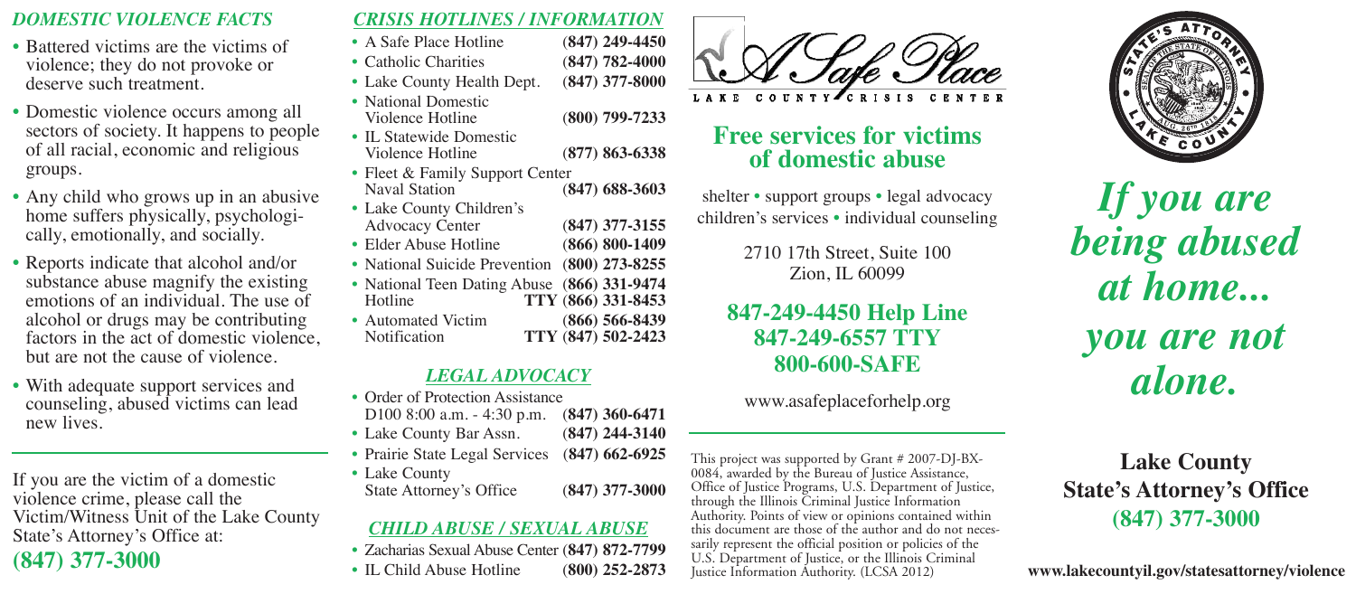## *DOMESTIC VIOLENCE FACTS*

- Battered victims are the victims of violence; they do not provoke or deserve such treatment.
- Domestic violence occurs among all sectors of society. It happens to people of all racial, economic and religious groups.
- Any child who grows up in an abusive home suffers physically, psychologically, emotionally, and socially.
- Reports indicate that alcohol and/or substance abuse magnify the existing emotions of an individual. The use of alcohol or drugs may be contributing factors in the act of domestic violence, but are not the cause of violence.
- With adequate support services and counseling, abused victims can lead new lives.

If you are the victim of a domestic violence crime, please call the Victim/Witness Unit of the Lake County State's Attorney's Office at:

**(847) 377-3000**

## *CRISIS HOTLINES / INFORMATION*

- A Safe Place Hotline **(847) 249-4450**
- Catholic Charities **(847) 782-4000**
- Lake County Health Dept. **(847) 377-8000**
- National Domestic Violence Hotline **(800) 799-7233**
- IL Statewide Domestic Violence Hotline **(877) 863-6338**
- Fleet & Family Support Center Naval Station **(847) 688-3603**
- Lake County Children's Advocacy Center **(847) 377-3155**
- Elder Abuse Hotline **(866) 800-1409**
- National Suicide Prevention **(800) 273-8255**
- National Teen Dating Abuse Hotline **(866) 331-9474** **TTY (866) 331-8453**
- Automated Victim Notification **(866) 566-8439** **TTY (847) 502-2423**

## *LEGAL ADVOCACY*

- Order of Protection Assistance D100 8:00 a.m. - 4:30 p.m. **(847) 360-6471**
- Lake County Bar Assn. **(847) 244-3140**
- Prairie State Legal Services **(847) 662-6925**
- Lake County State's Attorney's Office **(847) 377-3000**

## *CHILD ABUSE / SEXUAL ABUSE*

- Zacharias Sexual Abuse Center **(847) 872-7799**
- IL Child Abuse Hotline **(800) 252-2873**

A Safe Place

LAKE COUNTY CRISIS CENTER

## Free services for victims of domestic abuse

shelter • support groups • legal advocacy
children's services • individual counseling

2710 17th Street, Suite 100
Zion, IL 60099

**847-249-4450 Help Line**
**847-249-6557 TTY**
**800-600-SAFE**

www.asafeplaceforhelp.org

This project was supported by Grant # 2007-DJ-BX-0084, awarded by the Bureau of Justice Assistance, Office of Justice Programs, U.S. Department of Justice, through the Illinois Criminal Justice Information Authority. Points of view or opinions contained within this document are those of the author and do not necessarily represent the official position or policies of the U.S. Department of Justice, or the Illinois Criminal Justice Information Authority. (LCSA 2012)

STATE'S ATTORNEY • SEAL OF THE STATE OF ILLINOIS • AUG. 26th 1818 • LAKE COUNTY

# *If you are being abused at home... you are not alone.*

**Lake County State's Attorney's Office**
**(847) 377-3000**

**www.lakecountyil.gov/statesattorney/violence**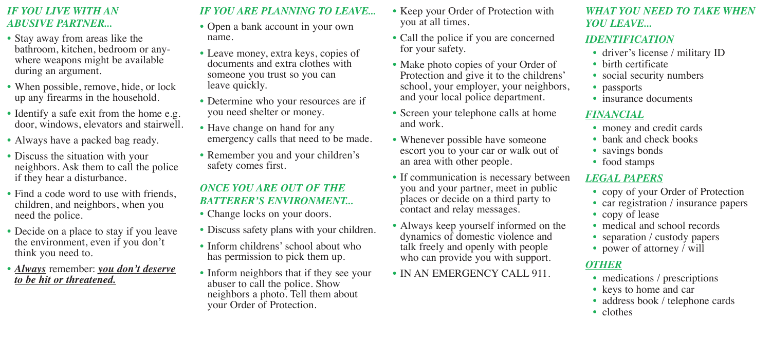### *IF YOU LIVE WITH AN ABUSIVE PARTNER...*

- Stay away from areas like the bathroom, kitchen, bedroom or anywhere weapons might be available during an argument.
- When possible, remove, hide, or lock up any firearms in the household.
- Identify a safe exit from the home e.g. door, windows, elevators and stairwell.
- Always have a packed bag ready.
- Discuss the situation with your neighbors. Ask them to call the police if they hear a disturbance.
- Find a code word to use with friends, children, and neighbors, when you need the police.
- Decide on a place to stay if you leave the environment, even if you don't think you need to.
- ***Always*** **remember:** ***you don't deserve to be hit or threatened.***

### *IF YOU ARE PLANNING TO LEAVE...*

- Open a bank account in your own name.
- Leave money, extra keys, copies of documents and extra clothes with someone you trust so you can leave quickly.
- Determine who your resources are if you need shelter or money.
- Have change on hand for any emergency calls that need to be made.
- Remember you and your children's safety comes first.

### *ONCE YOU ARE OUT OF THE BATTERER'S ENVIRONMENT...*

- Change locks on your doors.
- Discuss safety plans with your children.
- Inform childrens' school about who has permission to pick them up.
- Inform neighbors that if they see your abuser to call the police. Show neighbors a photo. Tell them about your Order of Protection.
- Keep your Order of Protection with you at all times.
- Call the police if you are concerned for your safety.
- Make photo copies of your Order of Protection and give it to the childrens' school, your employer, your neighbors, and your local police department.
- Screen your telephone calls at home and work.
- Whenever possible have someone escort you to your car or walk out of an area with other people.
- If communication is necessary between you and your partner, meet in public places or decide on a third party to contact and relay messages.
- Always keep yourself informed on the dynamics of domestic violence and talk freely and openly with people who can provide you with support.
- IN AN EMERGENCY CALL 911.

### *WHAT YOU NEED TO TAKE WHEN YOU LEAVE...*

#### *IDENTIFICATION*

- driver's license / military ID
- birth certificate
- social security numbers
- passports
- insurance documents

#### *FINANCIAL*

- money and credit cards
- bank and check books
- savings bonds
- food stamps

#### *LEGAL PAPERS*

- copy of your Order of Protection
- car registration / insurance papers
- copy of lease
- medical and school records
- separation / custody papers
- power of attorney / will

#### *OTHER*

- medications / prescriptions
- keys to home and car
- address book / telephone cards
- clothes